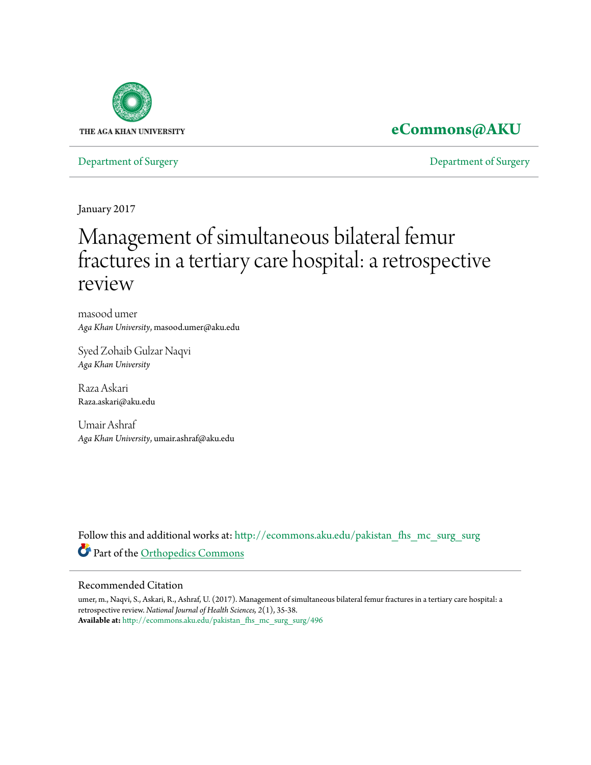THE AGA KHAN UNIVERSITY

**eCommons@AKU**

Department of Surgery | Department of Surgery

January 2017

# Management of simultaneous bilateral femur fractures in a tertiary care hospital: a retrospective review

masood umer
*Aga Khan University*, masood.umer@aku.edu

Syed Zohaib Gulzar Naqvi
*Aga Khan University*

Raza Askari
Raza.askari@aku.edu

Umair Ashraf
*Aga Khan University*, umair.ashraf@aku.edu

Follow this and additional works at: http://ecommons.aku.edu/pakistan_fhs_mc_surg_surg

Part of the Orthopedics Commons

## Recommended Citation

umer, m., Naqvi, S., Askari, R., Ashraf, U. (2017). Management of simultaneous bilateral femur fractures in a tertiary care hospital: a retrospective review. *National Journal of Health Sciences, 2*(1), 35-38.

**Available at:** http://ecommons.aku.edu/pakistan_fhs_mc_surg_surg/496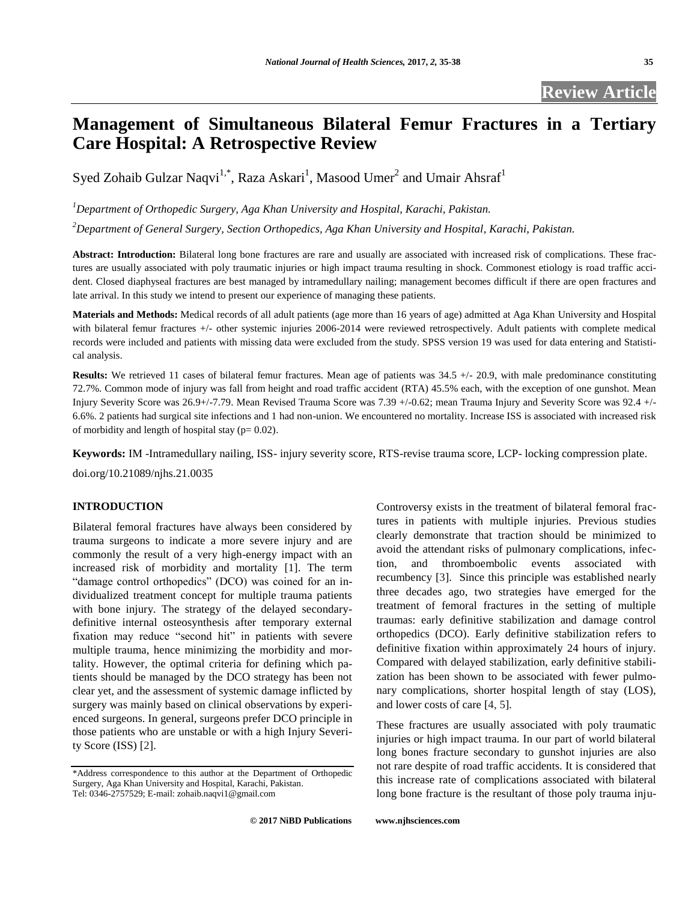# Management of Simultaneous Bilateral Femur Fractures in a Tertiary Care Hospital: A Retrospective Review

Syed Zohaib Gulzar Naqvi[1,*], Raza Askari[1], Masood Umer[2] and Umair Ahsraf[1]

[1]*Department of Orthopedic Surgery, Aga Khan University and Hospital, Karachi, Pakistan.*

[2]*Department of General Surgery, Section Orthopedics, Aga Khan University and Hospital, Karachi, Pakistan.*

**Abstract: Introduction:** Bilateral long bone fractures are rare and usually are associated with increased risk of complications. These fractures are usually associated with poly traumatic injuries or high impact trauma resulting in shock. Commonest etiology is road traffic accident. Closed diaphyseal fractures are best managed by intramedullary nailing; management becomes difficult if there are open fractures and late arrival. In this study we intend to present our experience of managing these patients.

**Materials and Methods:** Medical records of all adult patients (age more than 16 years of age) admitted at Aga Khan University and Hospital with bilateral femur fractures +/- other systemic injuries 2006-2014 were reviewed retrospectively. Adult patients with complete medical records were included and patients with missing data were excluded from the study. SPSS version 19 was used for data entering and Statistical analysis.

**Results:** We retrieved 11 cases of bilateral femur fractures. Mean age of patients was 34.5 +/- 20.9, with male predominance constituting 72.7%. Common mode of injury was fall from height and road traffic accident (RTA) 45.5% each, with the exception of one gunshot. Mean Injury Severity Score was 26.9+/-7.79. Mean Revised Trauma Score was 7.39 +/-0.62; mean Trauma Injury and Severity Score was 92.4 +/- 6.6%. 2 patients had surgical site infections and 1 had non-union. We encountered no mortality. Increase ISS is associated with increased risk of morbidity and length of hospital stay ($p = 0.02$).

**Keywords:** IM -Intramedullary nailing, ISS- injury severity score, RTS-revise trauma score, LCP- locking compression plate.

doi.org/10.21089/njhs.21.0035

## INTRODUCTION

Bilateral femoral fractures have always been considered by trauma surgeons to indicate a more severe injury and are commonly the result of a very high-energy impact with an increased risk of morbidity and mortality [1]. The term "damage control orthopedics" (DCO) was coined for an individualized treatment concept for multiple trauma patients with bone injury. The strategy of the delayed secondary-definitive internal osteosynthesis after temporary external fixation may reduce "second hit" in patients with severe multiple trauma, hence minimizing the morbidity and mortality. However, the optimal criteria for defining which patients should be managed by the DCO strategy has been not clear yet, and the assessment of systemic damage inflicted by surgery was mainly based on clinical observations by experienced surgeons. In general, surgeons prefer DCO principle in those patients who are unstable or with a high Injury Severity Score (ISS) [2].

Controversy exists in the treatment of bilateral femoral fractures in patients with multiple injuries. Previous studies clearly demonstrate that traction should be minimized to avoid the attendant risks of pulmonary complications, infection, and thromboembolic events associated with recumbency [3]. Since this principle was established nearly three decades ago, two strategies have emerged for the treatment of femoral fractures in the setting of multiple traumas: early definitive stabilization and damage control orthopedics (DCO). Early definitive stabilization refers to definitive fixation within approximately 24 hours of injury. Compared with delayed stabilization, early definitive stabilization has been shown to be associated with fewer pulmonary complications, shorter hospital length of stay (LOS), and lower costs of care [4, 5].

These fractures are usually associated with poly traumatic injuries or high impact trauma. In our part of world bilateral long bones fracture secondary to gunshot injuries are also not rare despite of road traffic accidents. It is considered that this increase rate of complications associated with bilateral long bone fracture is the resultant of those poly trauma inju-

*Address correspondence to this author at the Department of Orthopedic Surgery, Aga Khan University and Hospital, Karachi, Pakistan. Tel: 0346-2757529; E-mail: zohaib.naqvi1@gmail.com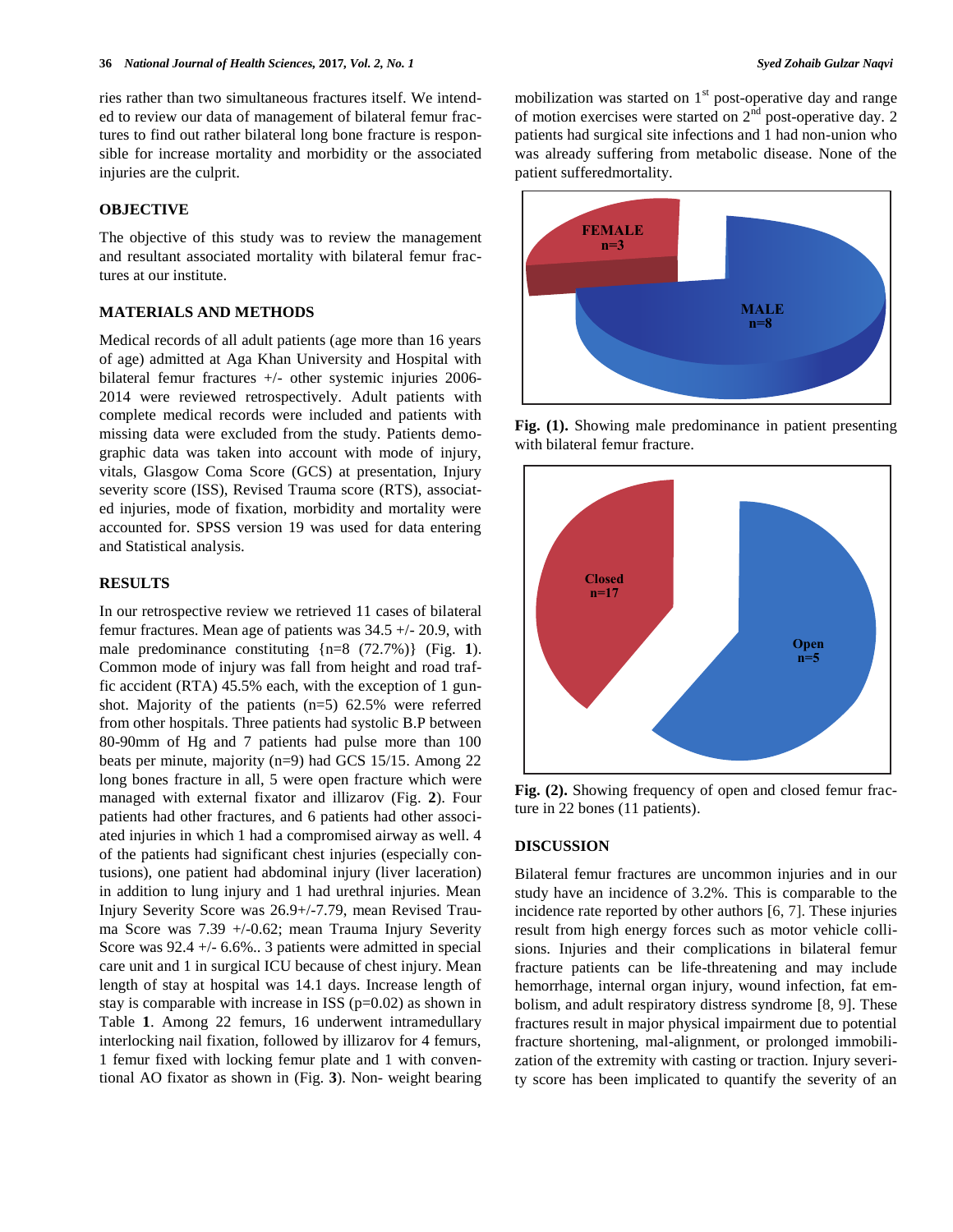ries rather than two simultaneous fractures itself. We intended to review our data of management of bilateral femur fractures to find out rather bilateral long bone fracture is responsible for increase mortality and morbidity or the associated injuries are the culprit.

## OBJECTIVE

The objective of this study was to review the management and resultant associated mortality with bilateral femur fractures at our institute.

## MATERIALS AND METHODS

Medical records of all adult patients (age more than 16 years of age) admitted at Aga Khan University and Hospital with bilateral femur fractures +/- other systemic injuries 2006-2014 were reviewed retrospectively. Adult patients with complete medical records were included and patients with missing data were excluded from the study. Patients demographic data was taken into account with mode of injury, vitals, Glasgow Coma Score (GCS) at presentation, Injury severity score (ISS), Revised Trauma score (RTS), associated injuries, mode of fixation, morbidity and mortality were accounted for. SPSS version 19 was used for data entering and Statistical analysis.

## RESULTS

In our retrospective review we retrieved 11 cases of bilateral femur fractures. Mean age of patients was 34.5 +/- 20.9, with male predominance constituting {n=8 (72.7%)} (Fig. **1**). Common mode of injury was fall from height and road traffic accident (RTA) 45.5% each, with the exception of 1 gunshot. Majority of the patients (n=5) 62.5% were referred from other hospitals. Three patients had systolic B.P between 80-90mm of Hg and 7 patients had pulse more than 100 beats per minute, majority (n=9) had GCS 15/15. Among 22 long bones fracture in all, 5 were open fracture which were managed with external fixator and illizarov (Fig. **2**). Four patients had other fractures, and 6 patients had other associated injuries in which 1 had a compromised airway as well. 4 of the patients had significant chest injuries (especially contusions), one patient had abdominal injury (liver laceration) in addition to lung injury and 1 had urethral injuries. Mean Injury Severity Score was 26.9+/-7.79, mean Revised Trauma Score was 7.39 +/-0.62; mean Trauma Injury Severity Score was 92.4 +/- 6.6%.. 3 patients were admitted in special care unit and 1 in surgical ICU because of chest injury. Mean length of stay at hospital was 14.1 days. Increase length of stay is comparable with increase in ISS (p=0.02) as shown in Table **1**. Among 22 femurs, 16 underwent intramedullary interlocking nail fixation, followed by illizarov for 4 femurs, 1 femur fixed with locking femur plate and 1 with conventional AO fixator as shown in (Fig. **3**). Non- weight bearing mobilization was started on 1st post-operative day and range of motion exercises were started on 2nd post-operative day. 2 patients had surgical site infections and 1 had non-union who was already suffering from metabolic disease. None of the patient sufferedmortality.

**Fig. (1).** Showing male predominance in patient presenting with bilateral femur fracture.

**Fig. (2).** Showing frequency of open and closed femur fracture in 22 bones (11 patients).

## DISCUSSION

Bilateral femur fractures are uncommon injuries and in our study have an incidence of 3.2%. This is comparable to the incidence rate reported by other authors [6, 7]. These injuries result from high energy forces such as motor vehicle collisions. Injuries and their complications in bilateral femur fracture patients can be life-threatening and may include hemorrhage, internal organ injury, wound infection, fat embolism, and adult respiratory distress syndrome [8, 9]. These fractures result in major physical impairment due to potential fracture shortening, mal-alignment, or prolonged immobilization of the extremity with casting or traction. Injury severity score has been implicated to quantify the severity of an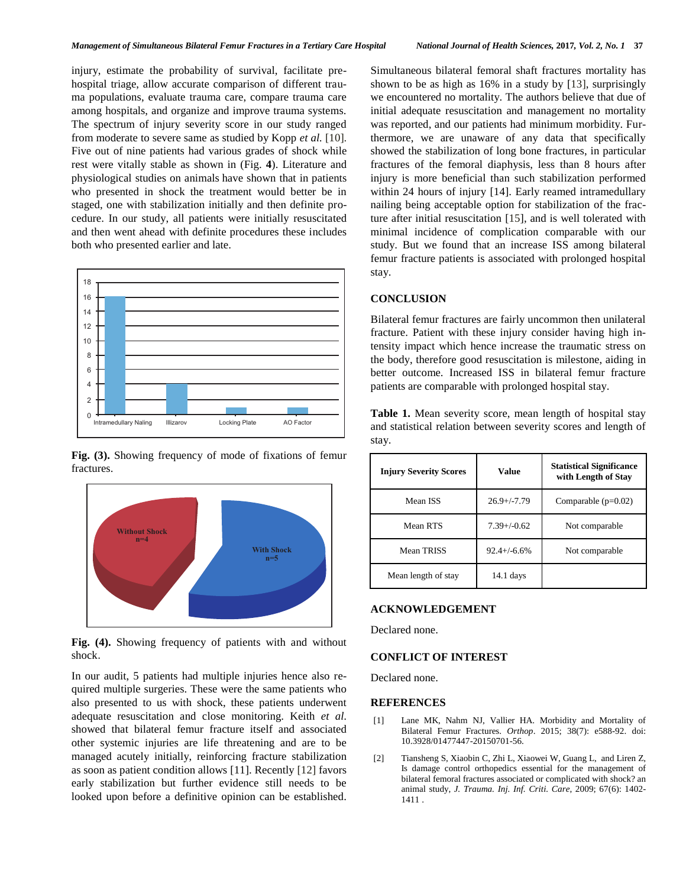injury, estimate the probability of survival, facilitate pre-hospital triage, allow accurate comparison of different trauma populations, evaluate trauma care, compare trauma care among hospitals, and organize and improve trauma systems. The spectrum of injury severity score in our study ranged from moderate to severe same as studied by Kopp *et al.* [10]. Five out of nine patients had various grades of shock while rest were vitally stable as shown in (Fig. **4**). Literature and physiological studies on animals have shown that in patients who presented in shock the treatment would better be in staged, one with stabilization initially and then definite procedure. In our study, all patients were initially resuscitated and then went ahead with definite procedures these includes both who presented earlier and late.

**Fig. (3).** Showing frequency of mode of fixations of femur fractures.

**Fig. (4).** Showing frequency of patients with and without shock.

In our audit, 5 patients had multiple injuries hence also required multiple surgeries. These were the same patients who also presented to us with shock, these patients underwent adequate resuscitation and close monitoring. Keith *et al.* showed that bilateral femur fracture itself and associated other systemic injuries are life threatening and are to be managed acutely initially, reinforcing fracture stabilization as soon as patient condition allows [11]. Recently [12] favors early stabilization but further evidence still needs to be looked upon before a definitive opinion can be established.

Simultaneous bilateral femoral shaft fractures mortality has shown to be as high as 16% in a study by [13], surprisingly we encountered no mortality. The authors believe that due of initial adequate resuscitation and management no mortality was reported, and our patients had minimum morbidity. Furthermore, we are unaware of any data that specifically showed the stabilization of long bone fractures, in particular fractures of the femoral diaphysis, less than 8 hours after injury is more beneficial than such stabilization performed within 24 hours of injury [14]. Early reamed intramedullary nailing being acceptable option for stabilization of the fracture after initial resuscitation [15], and is well tolerated with minimal incidence of complication comparable with our study. But we found that an increase ISS among bilateral femur fracture patients is associated with prolonged hospital stay.

## CONCLUSION

Bilateral femur fractures are fairly uncommon then unilateral fracture. Patient with these injury consider having high intensity impact which hence increase the traumatic stress on the body, therefore good resuscitation is milestone, aiding in better outcome. Increased ISS in bilateral femur fracture patients are comparable with prolonged hospital stay.

**Table 1.** Mean severity score, mean length of hospital stay and statistical relation between severity scores and length of stay.

| Injury Severity Scores | Value | Statistical Significance with Length of Stay |
|---|---|---|
| Mean ISS | 26.9+/-7.79 | Comparable (p=0.02) |
| Mean RTS | 7.39+/-0.62 | Not comparable |
| Mean TRISS | 92.4+/-6.6% | Not comparable |
| Mean length of stay | 14.1 days | |

## ACKNOWLEDGEMENT

Declared none.

## CONFLICT OF INTEREST

Declared none.

## REFERENCES

[1] Lane MK, Nahm NJ, Vallier HA. Morbidity and Mortality of Bilateral Femur Fractures. *Orthop*. 2015; 38(7): e588-92. doi: 10.3928/01477447-20150701-56.

[2] Tiansheng S, Xiaobin C, Zhi L, Xiaowei W, Guang L, and Liren Z, Is damage control orthopedics essential for the management of bilateral femoral fractures associated or complicated with shock? an animal study, *J. Trauma. Inj. Inf. Criti. Care*, 2009; 67(6): 1402-1411 .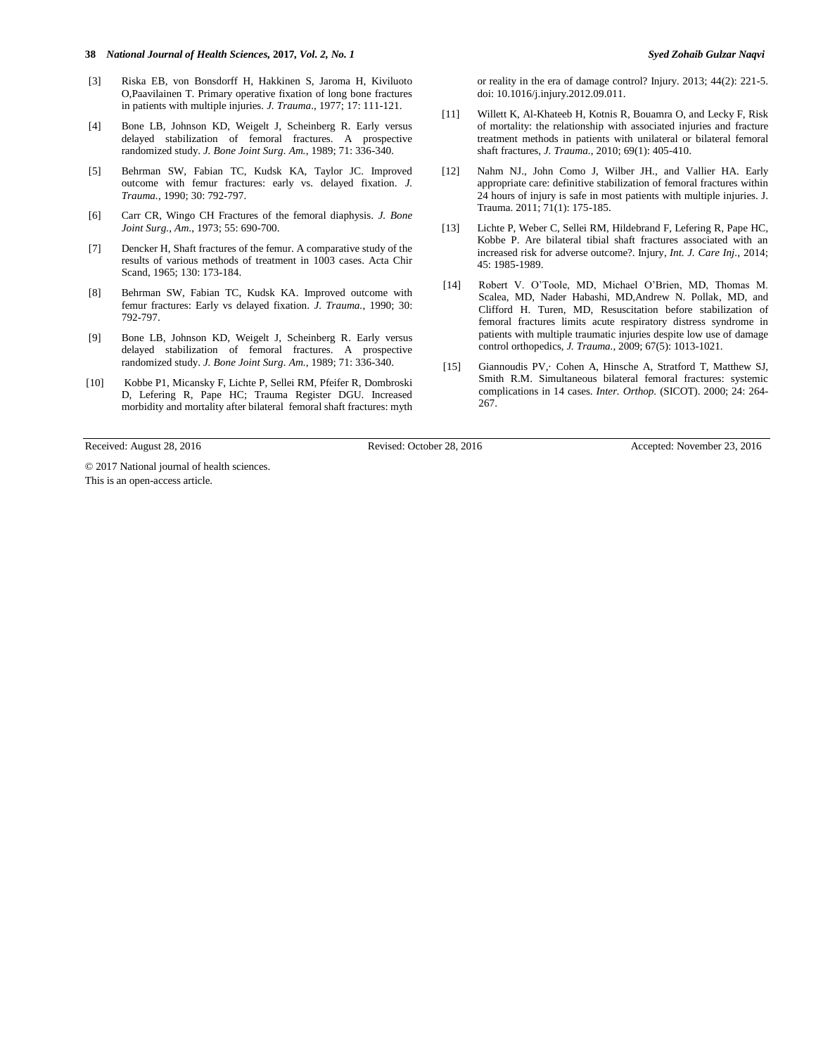[3] Riska EB, von Bonsdorff H, Hakkinen S, Jaroma H, Kiviluoto O,Paavilainen T. Primary operative fixation of long bone fractures in patients with multiple injuries. *J. Trauma*., 1977; 17: 111-121.

[4] Bone LB, Johnson KD, Weigelt J, Scheinberg R. Early versus delayed stabilization of femoral fractures. A prospective randomized study. *J. Bone Joint Surg. Am.*, 1989; 71: 336-340.

[5] Behrman SW, Fabian TC, Kudsk KA, Taylor JC. Improved outcome with femur fractures: early vs. delayed fixation. *J. Trauma.*, 1990; 30: 792-797.

[6] Carr CR, Wingo CH Fractures of the femoral diaphysis. *J. Bone Joint Surg., Am.*, 1973; 55: 690-700.

[7] Dencker H, Shaft fractures of the femur. A comparative study of the results of various methods of treatment in 1003 cases. Acta Chir Scand, 1965; 130: 173-184.

[8] Behrman SW, Fabian TC, Kudsk KA. Improved outcome with femur fractures: Early vs delayed fixation. *J. Trauma.*, 1990; 30: 792-797.

[9] Bone LB, Johnson KD, Weigelt J, Scheinberg R. Early versus delayed stabilization of femoral fractures. A prospective randomized study. *J. Bone Joint Surg. Am.*, 1989; 71: 336-340.

[10] Kobbe P1, Micansky F, Lichte P, Sellei RM, Pfeifer R, Dombroski D, Lefering R, Pape HC; Trauma Register DGU. Increased morbidity and mortality after bilateral femoral shaft fractures: myth or reality in the era of damage control? Injury. 2013; 44(2): 221-5. doi: 10.1016/j.injury.2012.09.011.

[11] Willett K, Al-Khateeb H, Kotnis R, Bouamra O, and Lecky F, Risk of mortality: the relationship with associated injuries and fracture treatment methods in patients with unilateral or bilateral femoral shaft fractures, *J. Trauma.*, 2010; 69(1): 405-410.

[12] Nahm NJ., John Como J, Wilber JH., and Vallier HA. Early appropriate care: definitive stabilization of femoral fractures within 24 hours of injury is safe in most patients with multiple injuries. J. Trauma. 2011; 71(1): 175-185.

[13] Lichte P, Weber C, Sellei RM, Hildebrand F, Lefering R, Pape HC, Kobbe P. Are bilateral tibial shaft fractures associated with an increased risk for adverse outcome?. Injury, *Int. J. Care Inj.*, 2014; 45: 1985-1989.

[14] Robert V. O'Toole, MD, Michael O'Brien, MD, Thomas M. Scalea, MD, Nader Habashi, MD,Andrew N. Pollak, MD, and Clifford H. Turen, MD, Resuscitation before stabilization of femoral fractures limits acute respiratory distress syndrome in patients with multiple traumatic injuries despite low use of damage control orthopedics, *J. Trauma.*, 2009; 67(5): 1013-1021.

[15] Giannoudis PV,· Cohen A, Hinsche A, Stratford T, Matthew SJ, Smith R.M. Simultaneous bilateral femoral fractures: systemic complications in 14 cases. *Inter. Orthop.* (SICOT). 2000; 24: 264-267.

---

Received: August 28, 2016 Revised: October 28, 2016 Accepted: November 23, 2016

© 2017 National journal of health sciences.
This is an open-access article.